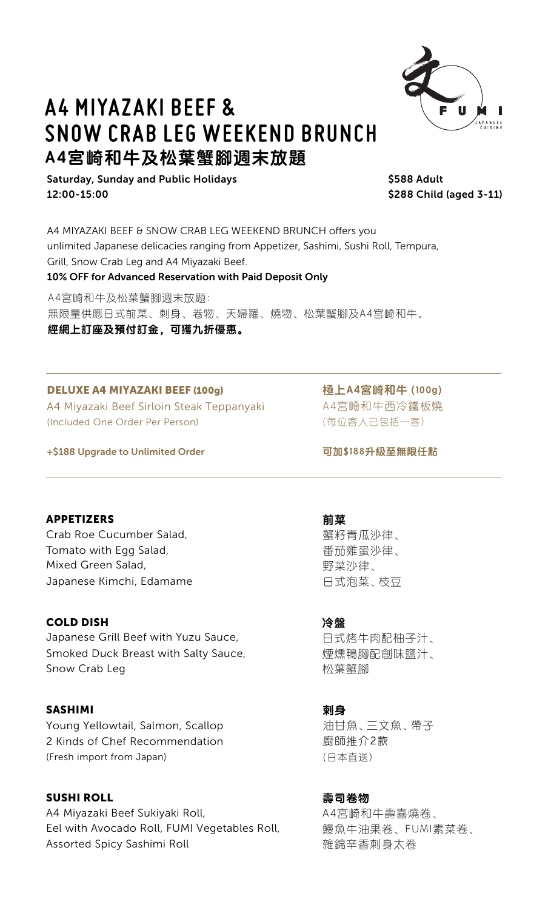# A4 MIYAZAKI BEEF & SNOW CRAB LEG WEEKEND BRUNCH

## A4宮崎和牛及松葉蟹腳週末放題

**Saturday, Sunday and Public Holidays**
**12:00-15:00**

**$588 Adult**
**$288 Child (aged 3-11)**

A4 MIYAZAKI BEEF & SNOW CRAB LEG WEEKEND BRUNCH offers you unlimited Japanese delicacies ranging from Appetizer, Sashimi, Sushi Roll, Tempura, Grill, Snow Crab Leg and A4 Miyazaki Beef.

**10% OFF for Advanced Reservation with Paid Deposit Only**

A4宮崎和牛及松葉蟹腳週末放題：
無限量供應日式前菜、刺身、卷物、天婦羅、燒物、松葉蟹腳及A4宮崎和牛。

**經網上訂座及預付訂金，可獲九折優惠。**

---

### DELUXE A4 MIYAZAKI BEEF (100g)

A4 Miyazaki Beef Sirloin Steak Teppanyaki
(Included One Order Per Person)

**+$188 Upgrade to Unlimited Order**

### 極上A4宮崎和牛 (100g)

A4宮崎和牛西冷鐵板燒
(每位客人已包括一客)

**可加$188升級至無限任點**

---

### APPETIZERS

Crab Roe Cucumber Salad,
Tomato with Egg Salad,
Mixed Green Salad,
Japanese Kimchi, Edamame

### 前菜

蟹籽青瓜沙律、
番茄雞蛋沙律、
野菜沙律、
日式泡菜、枝豆

### COLD DISH

Japanese Grill Beef with Yuzu Sauce,
Smoked Duck Breast with Salty Sauce,
Snow Crab Leg

### 冷盤

日式烤牛肉配柚子汁、
煙燻鴨胸配創味鹽汁、
松葉蟹腳

### SASHIMI

Young Yellowtail, Salmon, Scallop
2 Kinds of Chef Recommendation
(Fresh import from Japan)

### 刺身

油甘魚、三文魚、帶子
廚師推介2款
(日本直送)

### SUSHI ROLL

A4 Miyazaki Beef Sukiyaki Roll,
Eel with Avocado Roll, FUMI Vegetables Roll,
Assorted Spicy Sashimi Roll

### 壽司卷物

A4宮崎和牛壽喜燒卷、
鰻魚牛油果卷、FUMI素菜卷、
雜錦辛香刺身太卷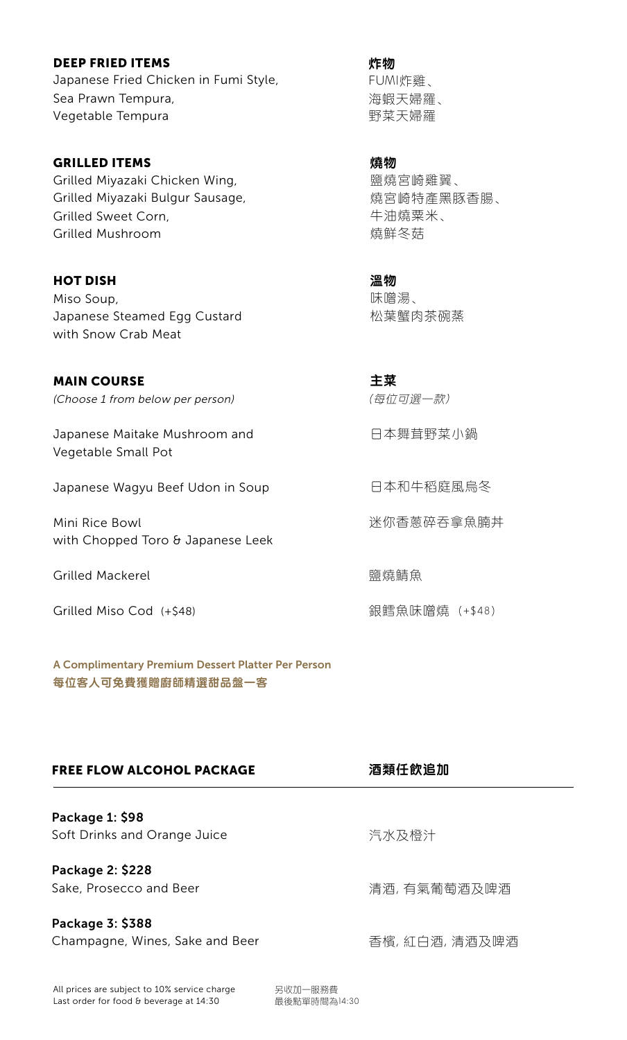## DEEP FRIED ITEMS
## 炸物

Japanese Fried Chicken in Fumi Style,
Sea Prawn Tempura,
Vegetable Tempura

FUMI炸雞、
海蝦天婦羅、
野菜天婦羅

## GRILLED ITEMS
## 燒物

Grilled Miyazaki Chicken Wing,
Grilled Miyazaki Bulgur Sausage,
Grilled Sweet Corn,
Grilled Mushroom

鹽燒宮崎雞翼、
燒宮崎特產黑豚香腸、
牛油燒粟米、
燒鮮冬菇

## HOT DISH
## 溫物

Miso Soup,
Japanese Steamed Egg Custard with Snow Crab Meat

味噌湯、
松葉蟹肉茶碗蒸

## MAIN COURSE
## 主菜

*(Choose 1 from below per person)*

*(每位可選一款)*

Japanese Maitake Mushroom and Vegetable Small Pot
日本舞茸野菜小鍋

Japanese Wagyu Beef Udon in Soup
日本和牛稻庭風烏冬

Mini Rice Bowl with Chopped Toro & Japanese Leek
迷你香蔥碎吞拿魚腩丼

Grilled Mackerel
鹽燒鯖魚

Grilled Miso Cod (+$48)
銀鱈魚味噌燒 (+$48)

**A Complimentary Premium Dessert Platter Per Person**
**每位客人可免費獲贈廚師精選甜品盤一客**

## FREE FLOW ALCOHOL PACKAGE
## 酒類任飲追加

**Package 1: $98**
Soft Drinks and Orange Juice
汽水及橙汁

**Package 2: $228**
Sake, Prosecco and Beer
清酒, 有氣葡萄酒及啤酒

**Package 3: $388**
Champagne, Wines, Sake and Beer
香檳, 紅白酒, 清酒及啤酒

All prices are subject to 10% service charge
Last order for food & beverage at 14:30

另收加一服務費
最後點單時間為14:30